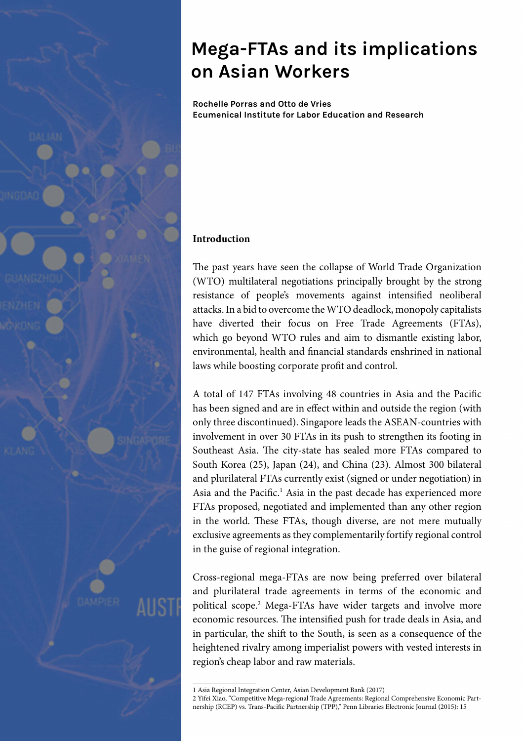# Mega-FTAs and its implications on Asian Workers

**Rochelle Porras and Otto de Vries**
**Ecumenical Institute for Labor Education and Research**

## Introduction

The past years have seen the collapse of World Trade Organization (WTO) multilateral negotiations principally brought by the strong resistance of people's movements against intensified neoliberal attacks. In a bid to overcome the WTO deadlock, monopoly capitalists have diverted their focus on Free Trade Agreements (FTAs), which go beyond WTO rules and aim to dismantle existing labor, environmental, health and financial standards enshrined in national laws while boosting corporate profit and control.

A total of 147 FTAs involving 48 countries in Asia and the Pacific has been signed and are in effect within and outside the region (with only three discontinued). Singapore leads the ASEAN-countries with involvement in over 30 FTAs in its push to strengthen its footing in Southeast Asia. The city-state has sealed more FTAs compared to South Korea (25), Japan (24), and China (23). Almost 300 bilateral and plurilateral FTAs currently exist (signed or under negotiation) in Asia and the Pacific.[1] Asia in the past decade has experienced more FTAs proposed, negotiated and implemented than any other region in the world. These FTAs, though diverse, are not mere mutually exclusive agreements as they complementarily fortify regional control in the guise of regional integration.

Cross-regional mega-FTAs are now being preferred over bilateral and plurilateral trade agreements in terms of the economic and political scope.[2] Mega-FTAs have wider targets and involve more economic resources. The intensified push for trade deals in Asia, and in particular, the shift to the South, is seen as a consequence of the heightened rivalry among imperialist powers with vested interests in region's cheap labor and raw materials.

---

1 Asia Regional Integration Center, Asian Development Bank (2017)

2 Yifei Xiao, "Competitive Mega-regional Trade Agreements: Regional Comprehensive Economic Partnership (RCEP) vs. Trans-Pacific Partnership (TPP)," Penn Libraries Electronic Journal (2015): 15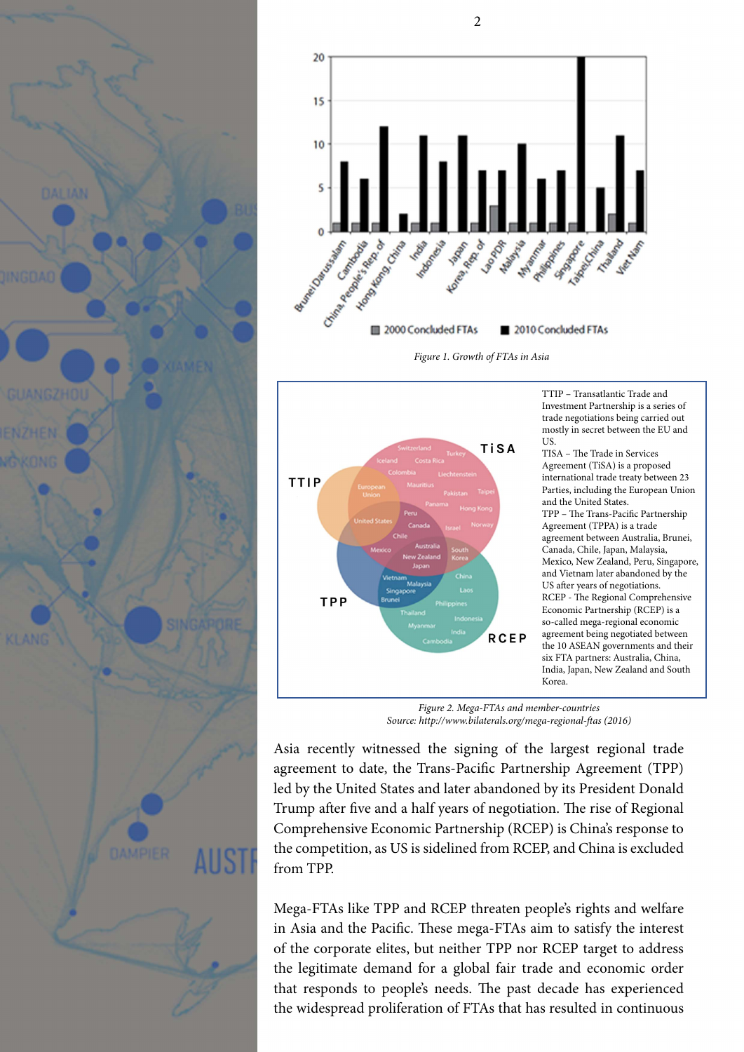*Figure 1. Growth of FTAs in Asia*

TTIP – Transatlantic Trade and Investment Partnership is a series of trade negotiations being carried out mostly in secret between the EU and US.

TISA – The Trade in Services Agreement (TiSA) is a proposed international trade treaty between 23 Parties, including the European Union and the United States.

TPP – The Trans-Pacific Partnership Agreement (TPPA) is a trade agreement between Australia, Brunei, Canada, Chile, Japan, Malaysia, Mexico, New Zealand, Peru, Singapore, and Vietnam later abandoned by the US after years of negotiations.

RCEP - The Regional Comprehensive Economic Partnership (RCEP) is a so-called mega-regional economic agreement being negotiated between the 10 ASEAN governments and their six FTA partners: Australia, China, India, Japan, New Zealand and South Korea.

*Figure 2. Mega-FTAs and member-countries*
*Source: http://www.bilaterals.org/mega-regional-ftas (2016)*

Asia recently witnessed the signing of the largest regional trade agreement to date, the Trans-Pacific Partnership Agreement (TPP) led by the United States and later abandoned by its President Donald Trump after five and a half years of negotiation. The rise of Regional Comprehensive Economic Partnership (RCEP) is China's response to the competition, as US is sidelined from RCEP, and China is excluded from TPP.

Mega-FTAs like TPP and RCEP threaten people's rights and welfare in Asia and the Pacific. These mega-FTAs aim to satisfy the interest of the corporate elites, but neither TPP nor RCEP target to address the legitimate demand for a global fair trade and economic order that responds to people's needs. The past decade has experienced the widespread proliferation of FTAs that has resulted in continuous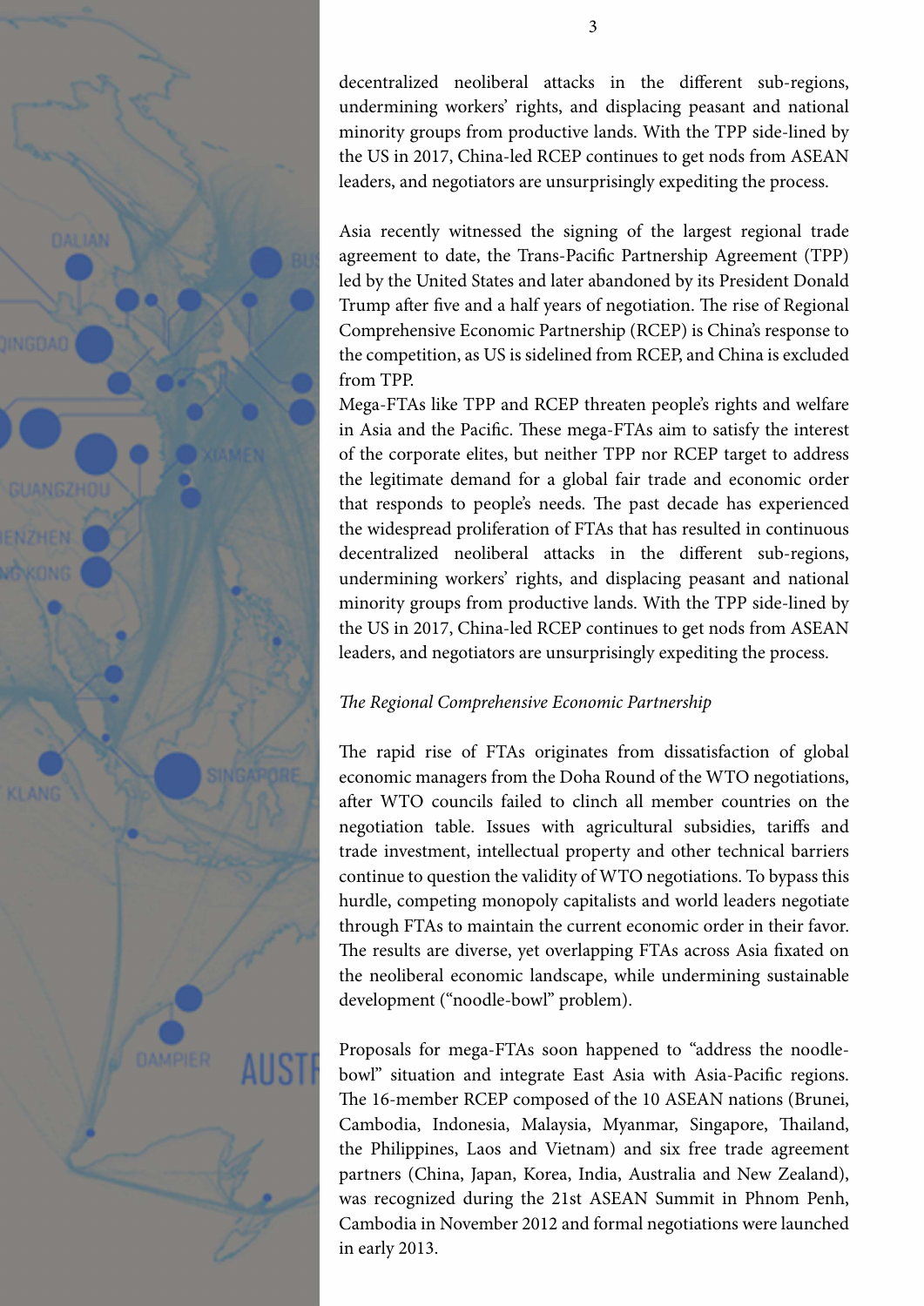decentralized neoliberal attacks in the different sub-regions, undermining workers' rights, and displacing peasant and national minority groups from productive lands. With the TPP side-lined by the US in 2017, China-led RCEP continues to get nods from ASEAN leaders, and negotiators are unsurprisingly expediting the process.

Asia recently witnessed the signing of the largest regional trade agreement to date, the Trans-Pacific Partnership Agreement (TPP) led by the United States and later abandoned by its President Donald Trump after five and a half years of negotiation. The rise of Regional Comprehensive Economic Partnership (RCEP) is China's response to the competition, as US is sidelined from RCEP, and China is excluded from TPP.

Mega-FTAs like TPP and RCEP threaten people's rights and welfare in Asia and the Pacific. These mega-FTAs aim to satisfy the interest of the corporate elites, but neither TPP nor RCEP target to address the legitimate demand for a global fair trade and economic order that responds to people's needs. The past decade has experienced the widespread proliferation of FTAs that has resulted in continuous decentralized neoliberal attacks in the different sub-regions, undermining workers' rights, and displacing peasant and national minority groups from productive lands. With the TPP side-lined by the US in 2017, China-led RCEP continues to get nods from ASEAN leaders, and negotiators are unsurprisingly expediting the process.

*The Regional Comprehensive Economic Partnership*

The rapid rise of FTAs originates from dissatisfaction of global economic managers from the Doha Round of the WTO negotiations, after WTO councils failed to clinch all member countries on the negotiation table. Issues with agricultural subsidies, tariffs and trade investment, intellectual property and other technical barriers continue to question the validity of WTO negotiations. To bypass this hurdle, competing monopoly capitalists and world leaders negotiate through FTAs to maintain the current economic order in their favor. The results are diverse, yet overlapping FTAs across Asia fixated on the neoliberal economic landscape, while undermining sustainable development ("noodle-bowl" problem).

Proposals for mega-FTAs soon happened to "address the noodle-bowl" situation and integrate East Asia with Asia-Pacific regions. The 16-member RCEP composed of the 10 ASEAN nations (Brunei, Cambodia, Indonesia, Malaysia, Myanmar, Singapore, Thailand, the Philippines, Laos and Vietnam) and six free trade agreement partners (China, Japan, Korea, India, Australia and New Zealand), was recognized during the 21st ASEAN Summit in Phnom Penh, Cambodia in November 2012 and formal negotiations were launched in early 2013.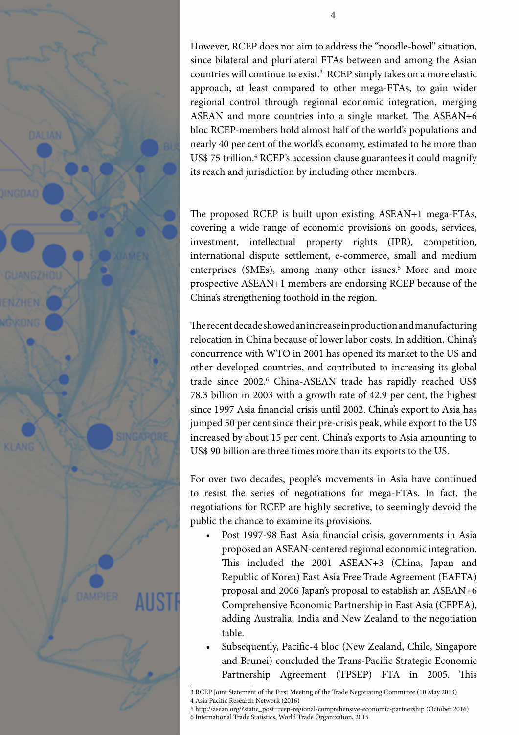However, RCEP does not aim to address the "noodle-bowl" situation, since bilateral and plurilateral FTAs between and among the Asian countries will continue to exist.[3] RCEP simply takes on a more elastic approach, at least compared to other mega-FTAs, to gain wider regional control through regional economic integration, merging ASEAN and more countries into a single market. The ASEAN+6 bloc RCEP-members hold almost half of the world's populations and nearly 40 per cent of the world's economy, estimated to be more than US$ 75 trillion.[4] RCEP's accession clause guarantees it could magnify its reach and jurisdiction by including other members.

The proposed RCEP is built upon existing ASEAN+1 mega-FTAs, covering a wide range of economic provisions on goods, services, investment, intellectual property rights (IPR), competition, international dispute settlement, e-commerce, small and medium enterprises (SMEs), among many other issues.[5] More and more prospective ASEAN+1 members are endorsing RCEP because of the China's strengthening foothold in the region.

The recent decade showed an increase in production and manufacturing relocation in China because of lower labor costs. In addition, China's concurrence with WTO in 2001 has opened its market to the US and other developed countries, and contributed to increasing its global trade since 2002.[6] China-ASEAN trade has rapidly reached US$ 78.3 billion in 2003 with a growth rate of 42.9 per cent, the highest since 1997 Asia financial crisis until 2002. China's export to Asia has jumped 50 per cent since their pre-crisis peak, while export to the US increased by about 15 per cent. China's exports to Asia amounting to US$ 90 billion are three times more than its exports to the US.

For over two decades, people's movements in Asia have continued to resist the series of negotiations for mega-FTAs. In fact, the negotiations for RCEP are highly secretive, to seemingly devoid the public the chance to examine its provisions.

- Post 1997-98 East Asia financial crisis, governments in Asia proposed an ASEAN-centered regional economic integration. This included the 2001 ASEAN+3 (China, Japan and Republic of Korea) East Asia Free Trade Agreement (EAFTA) proposal and 2006 Japan's proposal to establish an ASEAN+6 Comprehensive Economic Partnership in East Asia (CEPEA), adding Australia, India and New Zealand to the negotiation table.
- Subsequently, Pacific-4 bloc (New Zealand, Chile, Singapore and Brunei) concluded the Trans-Pacific Strategic Economic Partnership Agreement (TPSEP) FTA in 2005. This

3 RCEP Joint Statement of the First Meeting of the Trade Negotiating Committee (10 May 2013)
4 Asia Pacific Research Network (2016)
5 http://asean.org/?static_post=rcep-regional-comprehensive-economic-partnership (October 2016)
6 International Trade Statistics, World Trade Organization, 2015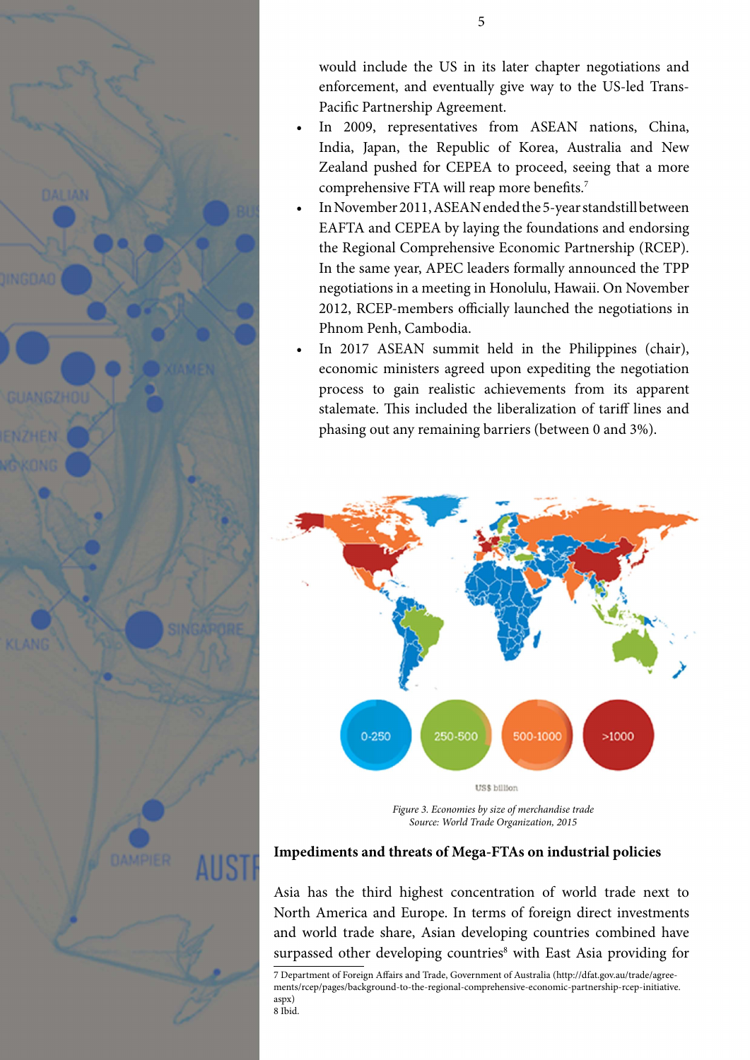would include the US in its later chapter negotiations and enforcement, and eventually give way to the US-led Trans-Pacific Partnership Agreement.

- In 2009, representatives from ASEAN nations, China, India, Japan, the Republic of Korea, Australia and New Zealand pushed for CEPEA to proceed, seeing that a more comprehensive FTA will reap more benefits.[7]
- In November 2011, ASEAN ended the 5-year standstill between EAFTA and CEPEA by laying the foundations and endorsing the Regional Comprehensive Economic Partnership (RCEP). In the same year, APEC leaders formally announced the TPP negotiations in a meeting in Honolulu, Hawaii. On November 2012, RCEP-members officially launched the negotiations in Phnom Penh, Cambodia.
- In 2017 ASEAN summit held in the Philippines (chair), economic ministers agreed upon expediting the negotiation process to gain realistic achievements from its apparent stalemate. This included the liberalization of tariff lines and phasing out any remaining barriers (between 0 and 3%).

*Figure 3. Economies by size of merchandise trade*
*Source: World Trade Organization, 2015*

**Impediments and threats of Mega-FTAs on industrial policies**

Asia has the third highest concentration of world trade next to North America and Europe. In terms of foreign direct investments and world trade share, Asian developing countries combined have surpassed other developing countries[8] with East Asia providing for

7 Department of Foreign Affairs and Trade, Government of Australia (http://dfat.gov.au/trade/agreements/rcep/pages/background-to-the-regional-comprehensive-economic-partnership-rcep-initiative.aspx)
8 Ibid.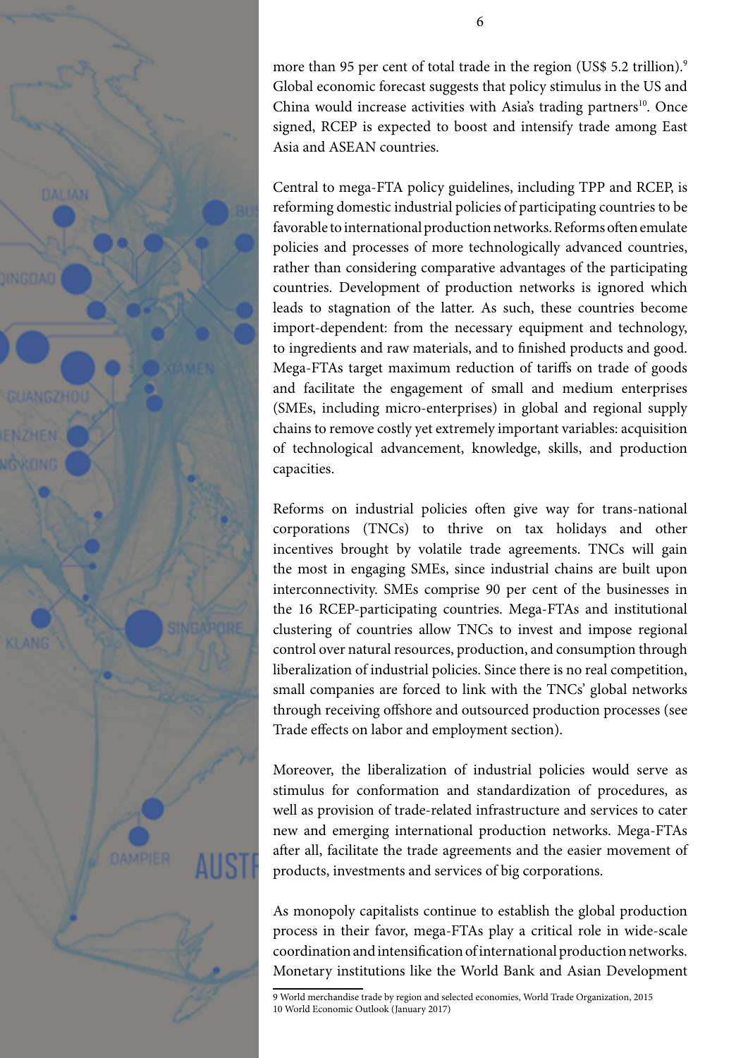more than 95 per cent of total trade in the region (US$ 5.2 trillion).[9] Global economic forecast suggests that policy stimulus in the US and China would increase activities with Asia's trading partners[10]. Once signed, RCEP is expected to boost and intensify trade among East Asia and ASEAN countries.

Central to mega-FTA policy guidelines, including TPP and RCEP, is reforming domestic industrial policies of participating countries to be favorable to international production networks. Reforms often emulate policies and processes of more technologically advanced countries, rather than considering comparative advantages of the participating countries. Development of production networks is ignored which leads to stagnation of the latter. As such, these countries become import-dependent: from the necessary equipment and technology, to ingredients and raw materials, and to finished products and good. Mega-FTAs target maximum reduction of tariffs on trade of goods and facilitate the engagement of small and medium enterprises (SMEs, including micro-enterprises) in global and regional supply chains to remove costly yet extremely important variables: acquisition of technological advancement, knowledge, skills, and production capacities.

Reforms on industrial policies often give way for trans-national corporations (TNCs) to thrive on tax holidays and other incentives brought by volatile trade agreements. TNCs will gain the most in engaging SMEs, since industrial chains are built upon interconnectivity. SMEs comprise 90 per cent of the businesses in the 16 RCEP-participating countries. Mega-FTAs and institutional clustering of countries allow TNCs to invest and impose regional control over natural resources, production, and consumption through liberalization of industrial policies. Since there is no real competition, small companies are forced to link with the TNCs' global networks through receiving offshore and outsourced production processes (see Trade effects on labor and employment section).

Moreover, the liberalization of industrial policies would serve as stimulus for conformation and standardization of procedures, as well as provision of trade-related infrastructure and services to cater new and emerging international production networks. Mega-FTAs after all, facilitate the trade agreements and the easier movement of products, investments and services of big corporations.

As monopoly capitalists continue to establish the global production process in their favor, mega-FTAs play a critical role in wide-scale coordination and intensification of international production networks. Monetary institutions like the World Bank and Asian Development

9 World merchandise trade by region and selected economies, World Trade Organization, 2015
10 World Economic Outlook (January 2017)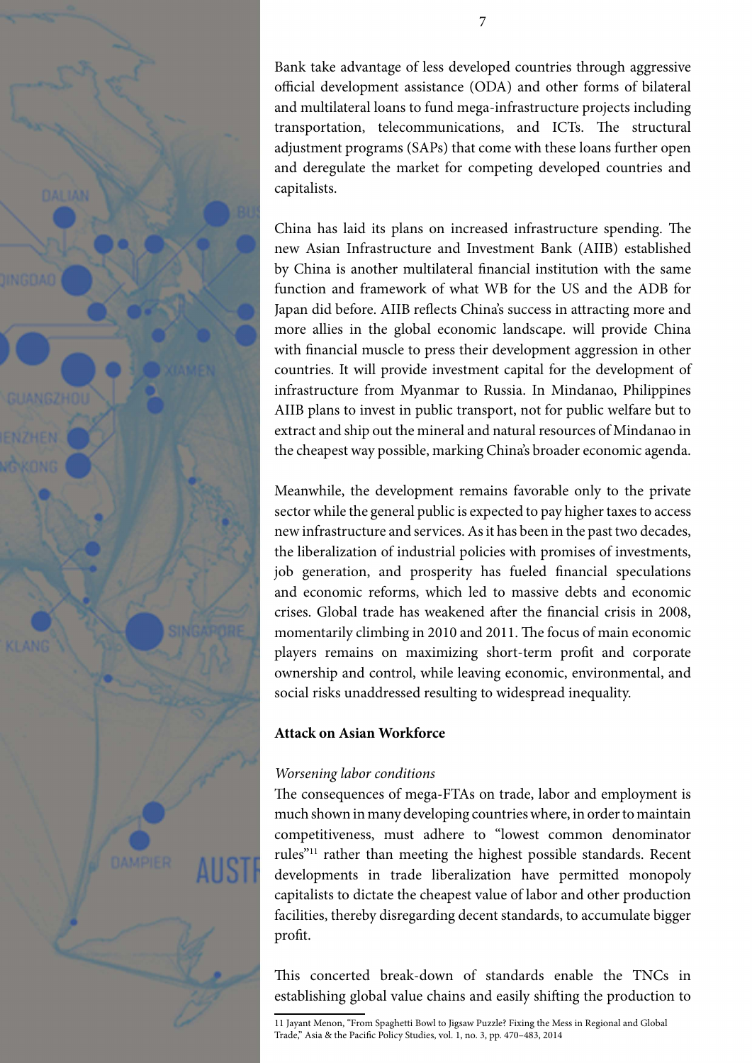Bank take advantage of less developed countries through aggressive official development assistance (ODA) and other forms of bilateral and multilateral loans to fund mega-infrastructure projects including transportation, telecommunications, and ICTs. The structural adjustment programs (SAPs) that come with these loans further open and deregulate the market for competing developed countries and capitalists.

China has laid its plans on increased infrastructure spending. The new Asian Infrastructure and Investment Bank (AIIB) established by China is another multilateral financial institution with the same function and framework of what WB for the US and the ADB for Japan did before. AIIB reflects China's success in attracting more and more allies in the global economic landscape. will provide China with financial muscle to press their development aggression in other countries. It will provide investment capital for the development of infrastructure from Myanmar to Russia. In Mindanao, Philippines AIIB plans to invest in public transport, not for public welfare but to extract and ship out the mineral and natural resources of Mindanao in the cheapest way possible, marking China's broader economic agenda.

Meanwhile, the development remains favorable only to the private sector while the general public is expected to pay higher taxes to access new infrastructure and services. As it has been in the past two decades, the liberalization of industrial policies with promises of investments, job generation, and prosperity has fueled financial speculations and economic reforms, which led to massive debts and economic crises. Global trade has weakened after the financial crisis in 2008, momentarily climbing in 2010 and 2011. The focus of main economic players remains on maximizing short-term profit and corporate ownership and control, while leaving economic, environmental, and social risks unaddressed resulting to widespread inequality.

### Attack on Asian Workforce

*Worsening labor conditions*

The consequences of mega-FTAs on trade, labor and employment is much shown in many developing countries where, in order to maintain competitiveness, must adhere to "lowest common denominator rules"[11] rather than meeting the highest possible standards. Recent developments in trade liberalization have permitted monopoly capitalists to dictate the cheapest value of labor and other production facilities, thereby disregarding decent standards, to accumulate bigger profit.

This concerted break-down of standards enable the TNCs in establishing global value chains and easily shifting the production to

11 Jayant Menon, "From Spaghetti Bowl to Jigsaw Puzzle? Fixing the Mess in Regional and Global Trade," Asia & the Pacific Policy Studies, vol. 1, no. 3, pp. 470–483, 2014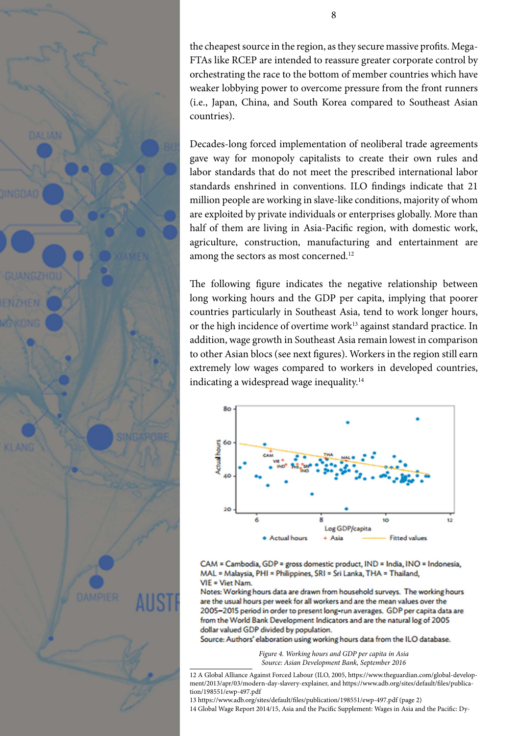the cheapest source in the region, as they secure massive profits. Mega-FTAs like RCEP are intended to reassure greater corporate control by orchestrating the race to the bottom of member countries which have weaker lobbying power to overcome pressure from the front runners (i.e., Japan, China, and South Korea compared to Southeast Asian countries).

Decades-long forced implementation of neoliberal trade agreements gave way for monopoly capitalists to create their own rules and labor standards that do not meet the prescribed international labor standards enshrined in conventions. ILO findings indicate that 21 million people are working in slave-like conditions, majority of whom are exploited by private individuals or enterprises globally. More than half of them are living in Asia-Pacific region, with domestic work, agriculture, construction, manufacturing and entertainment are among the sectors as most concerned.[12]

The following figure indicates the negative relationship between long working hours and the GDP per capita, implying that poorer countries particularly in Southeast Asia, tend to work longer hours, or the high incidence of overtime work[13] against standard practice. In addition, wage growth in Southeast Asia remain lowest in comparison to other Asian blocs (see next figures). Workers in the region still earn extremely low wages compared to workers in developed countries, indicating a widespread wage inequality.[14]

CAM = Cambodia, GDP = gross domestic product, IND = India, INO = Indonesia, MAL = Malaysia, PHI = Philippines, SRI = Sri Lanka, THA = Thailand, VIE = Viet Nam.

Notes: Working hours data are drawn from household surveys. The working hours are the usual hours per week for all workers and are the mean values over the 2005–2015 period in order to present long-run averages. GDP per capita data are from the World Bank Development Indicators and are the natural log of 2005 dollar valued GDP divided by population.

Source: Authors' elaboration using working hours data from the ILO database.

*Figure 4. Working hours and GDP per capita in Asia*
*Source: Asian Development Bank, September 2016*

12 A Global Alliance Against Forced Labour (ILO, 2005, https://www.theguardian.com/global-development/2013/apr/03/modern-day-slavery-explainer, and https://www.adb.org/sites/default/files/publication/198551/ewp-497.pdf

13 https://www.adb.org/sites/default/files/publication/198551/ewp-497.pdf (page 2)

14 Global Wage Report 2014/15, Asia and the Pacific Supplement: Wages in Asia and the Pacific: Dy-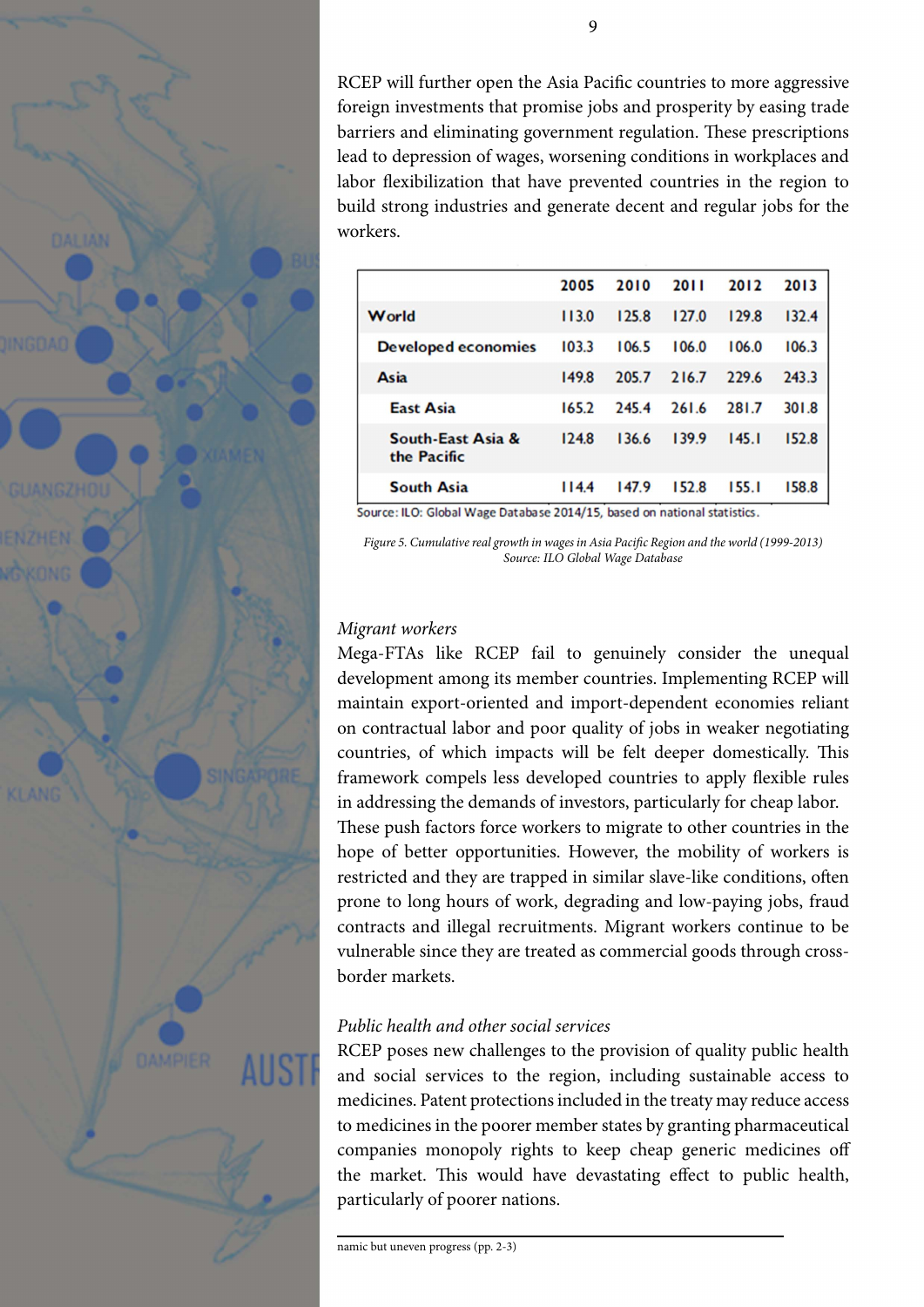RCEP will further open the Asia Pacific countries to more aggressive foreign investments that promise jobs and prosperity by easing trade barriers and eliminating government regulation. These prescriptions lead to depression of wages, worsening conditions in workplaces and labor flexibilization that have prevented countries in the region to build strong industries and generate decent and regular jobs for the workers.

| | 2005 | 2010 | 2011 | 2012 | 2013 |
|---|---|---|---|---|---|
| **World** | 113.0 | 125.8 | 127.0 | 129.8 | 132.4 |
| **Developed economies** | 103.3 | 106.5 | 106.0 | 106.0 | 106.3 |
| **Asia** | 149.8 | 205.7 | 216.7 | 229.6 | 243.3 |
| **East Asia** | 165.2 | 245.4 | 261.6 | 281.7 | 301.8 |
| **South-East Asia & the Pacific** | 124.8 | 136.6 | 139.9 | 145.1 | 152.8 |
| **South Asia** | 114.4 | 147.9 | 152.8 | 155.1 | 158.8 |

Source: ILO: Global Wage Database 2014/15, based on national statistics.

*Figure 5. Cumulative real growth in wages in Asia Pacific Region and the world (1999-2013)*
*Source: ILO Global Wage Database*

*Migrant workers*

Mega-FTAs like RCEP fail to genuinely consider the unequal development among its member countries. Implementing RCEP will maintain export-oriented and import-dependent economies reliant on contractual labor and poor quality of jobs in weaker negotiating countries, of which impacts will be felt deeper domestically. This framework compels less developed countries to apply flexible rules in addressing the demands of investors, particularly for cheap labor.

These push factors force workers to migrate to other countries in the hope of better opportunities. However, the mobility of workers is restricted and they are trapped in similar slave-like conditions, often prone to long hours of work, degrading and low-paying jobs, fraud contracts and illegal recruitments. Migrant workers continue to be vulnerable since they are treated as commercial goods through cross-border markets.

*Public health and other social services*

RCEP poses new challenges to the provision of quality public health and social services to the region, including sustainable access to medicines. Patent protections included in the treaty may reduce access to medicines in the poorer member states by granting pharmaceutical companies monopoly rights to keep cheap generic medicines off the market. This would have devastating effect to public health, particularly of poorer nations.

namic but uneven progress (pp. 2-3)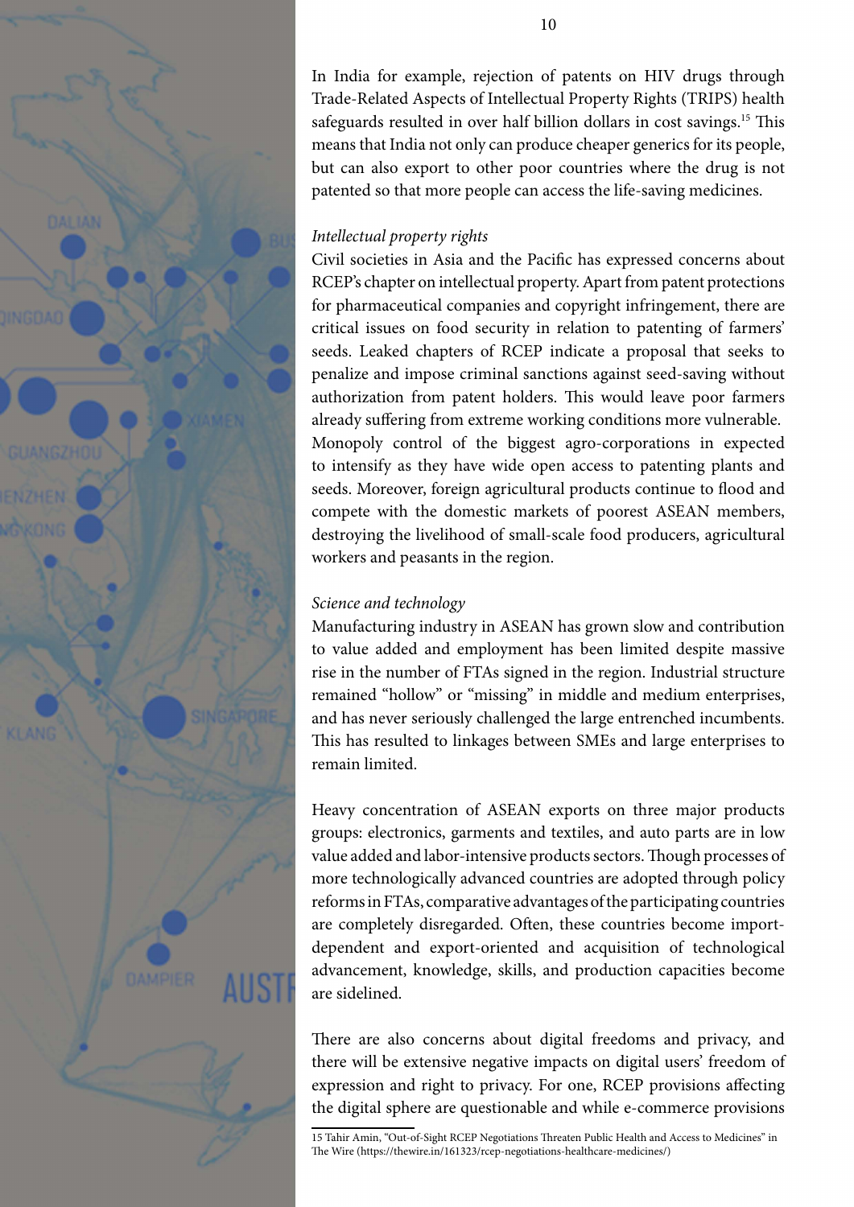In India for example, rejection of patents on HIV drugs through Trade-Related Aspects of Intellectual Property Rights (TRIPS) health safeguards resulted in over half billion dollars in cost savings.[15] This means that India not only can produce cheaper generics for its people, but can also export to other poor countries where the drug is not patented so that more people can access the life-saving medicines.

*Intellectual property rights*

Civil societies in Asia and the Pacific has expressed concerns about RCEP's chapter on intellectual property. Apart from patent protections for pharmaceutical companies and copyright infringement, there are critical issues on food security in relation to patenting of farmers' seeds. Leaked chapters of RCEP indicate a proposal that seeks to penalize and impose criminal sanctions against seed-saving without authorization from patent holders. This would leave poor farmers already suffering from extreme working conditions more vulnerable. Monopoly control of the biggest agro-corporations in expected to intensify as they have wide open access to patenting plants and seeds. Moreover, foreign agricultural products continue to flood and compete with the domestic markets of poorest ASEAN members, destroying the livelihood of small-scale food producers, agricultural workers and peasants in the region.

*Science and technology*

Manufacturing industry in ASEAN has grown slow and contribution to value added and employment has been limited despite massive rise in the number of FTAs signed in the region. Industrial structure remained "hollow" or "missing" in middle and medium enterprises, and has never seriously challenged the large entrenched incumbents. This has resulted to linkages between SMEs and large enterprises to remain limited.

Heavy concentration of ASEAN exports on three major products groups: electronics, garments and textiles, and auto parts are in low value added and labor-intensive products sectors. Though processes of more technologically advanced countries are adopted through policy reforms in FTAs, comparative advantages of the participating countries are completely disregarded. Often, these countries become import-dependent and export-oriented and acquisition of technological advancement, knowledge, skills, and production capacities become are sidelined.

There are also concerns about digital freedoms and privacy, and there will be extensive negative impacts on digital users' freedom of expression and right to privacy. For one, RCEP provisions affecting the digital sphere are questionable and while e-commerce provisions

15 Tahir Amin, "Out-of-Sight RCEP Negotiations Threaten Public Health and Access to Medicines" in The Wire (https://thewire.in/161323/rcep-negotiations-healthcare-medicines/)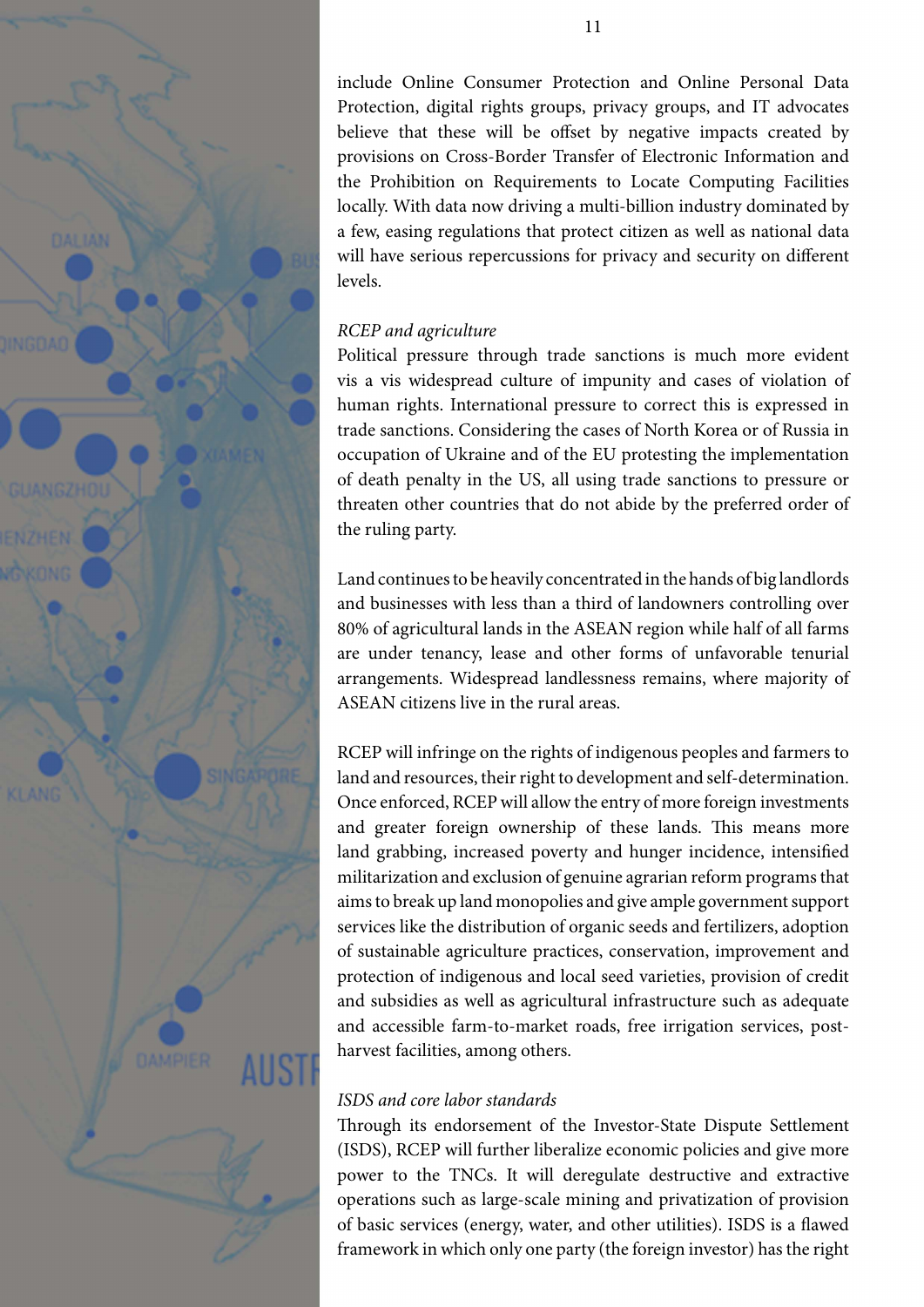include Online Consumer Protection and Online Personal Data Protection, digital rights groups, privacy groups, and IT advocates believe that these will be offset by negative impacts created by provisions on Cross-Border Transfer of Electronic Information and the Prohibition on Requirements to Locate Computing Facilities locally. With data now driving a multi-billion industry dominated by a few, easing regulations that protect citizen as well as national data will have serious repercussions for privacy and security on different levels.

*RCEP and agriculture*

Political pressure through trade sanctions is much more evident vis a vis widespread culture of impunity and cases of violation of human rights. International pressure to correct this is expressed in trade sanctions. Considering the cases of North Korea or of Russia in occupation of Ukraine and of the EU protesting the implementation of death penalty in the US, all using trade sanctions to pressure or threaten other countries that do not abide by the preferred order of the ruling party.

Land continues to be heavily concentrated in the hands of big landlords and businesses with less than a third of landowners controlling over 80% of agricultural lands in the ASEAN region while half of all farms are under tenancy, lease and other forms of unfavorable tenurial arrangements. Widespread landlessness remains, where majority of ASEAN citizens live in the rural areas.

RCEP will infringe on the rights of indigenous peoples and farmers to land and resources, their right to development and self-determination. Once enforced, RCEP will allow the entry of more foreign investments and greater foreign ownership of these lands. This means more land grabbing, increased poverty and hunger incidence, intensified militarization and exclusion of genuine agrarian reform programs that aims to break up land monopolies and give ample government support services like the distribution of organic seeds and fertilizers, adoption of sustainable agriculture practices, conservation, improvement and protection of indigenous and local seed varieties, provision of credit and subsidies as well as agricultural infrastructure such as adequate and accessible farm-to-market roads, free irrigation services, post-harvest facilities, among others.

*ISDS and core labor standards*

Through its endorsement of the Investor-State Dispute Settlement (ISDS), RCEP will further liberalize economic policies and give more power to the TNCs. It will deregulate destructive and extractive operations such as large-scale mining and privatization of provision of basic services (energy, water, and other utilities). ISDS is a flawed framework in which only one party (the foreign investor) has the right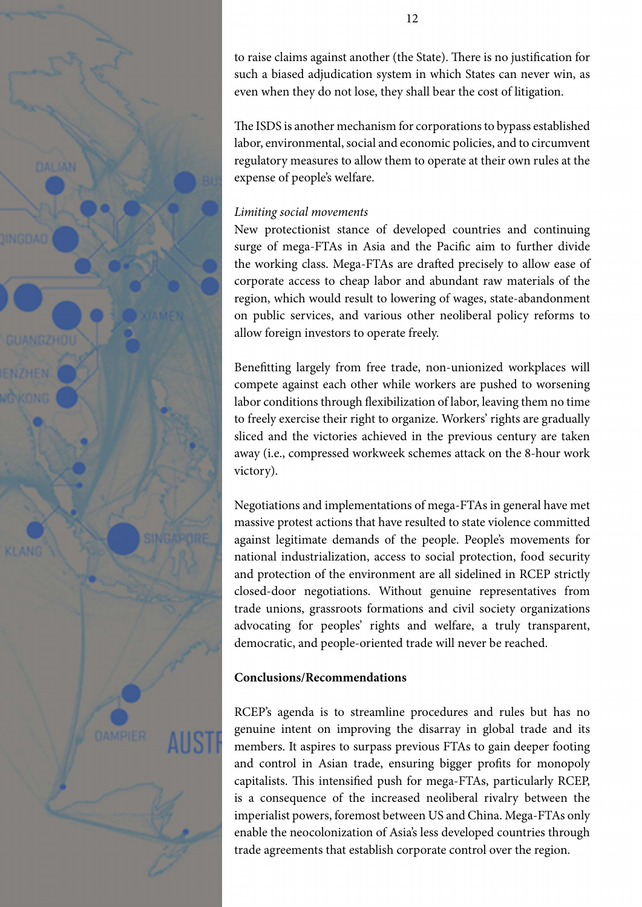to raise claims against another (the State). There is no justification for such a biased adjudication system in which States can never win, as even when they do not lose, they shall bear the cost of litigation.

The ISDS is another mechanism for corporations to bypass established labor, environmental, social and economic policies, and to circumvent regulatory measures to allow them to operate at their own rules at the expense of people's welfare.

*Limiting social movements*

New protectionist stance of developed countries and continuing surge of mega-FTAs in Asia and the Pacific aim to further divide the working class. Mega-FTAs are drafted precisely to allow ease of corporate access to cheap labor and abundant raw materials of the region, which would result to lowering of wages, state-abandonment on public services, and various other neoliberal policy reforms to allow foreign investors to operate freely.

Benefitting largely from free trade, non-unionized workplaces will compete against each other while workers are pushed to worsening labor conditions through flexibilization of labor, leaving them no time to freely exercise their right to organize. Workers' rights are gradually sliced and the victories achieved in the previous century are taken away (i.e., compressed workweek schemes attack on the 8-hour work victory).

Negotiations and implementations of mega-FTAs in general have met massive protest actions that have resulted to state violence committed against legitimate demands of the people. People's movements for national industrialization, access to social protection, food security and protection of the environment are all sidelined in RCEP strictly closed-door negotiations. Without genuine representatives from trade unions, grassroots formations and civil society organizations advocating for peoples' rights and welfare, a truly transparent, democratic, and people-oriented trade will never be reached.

**Conclusions/Recommendations**

RCEP's agenda is to streamline procedures and rules but has no genuine intent on improving the disarray in global trade and its members. It aspires to surpass previous FTAs to gain deeper footing and control in Asian trade, ensuring bigger profits for monopoly capitalists. This intensified push for mega-FTAs, particularly RCEP, is a consequence of the increased neoliberal rivalry between the imperialist powers, foremost between US and China. Mega-FTAs only enable the neocolonization of Asia's less developed countries through trade agreements that establish corporate control over the region.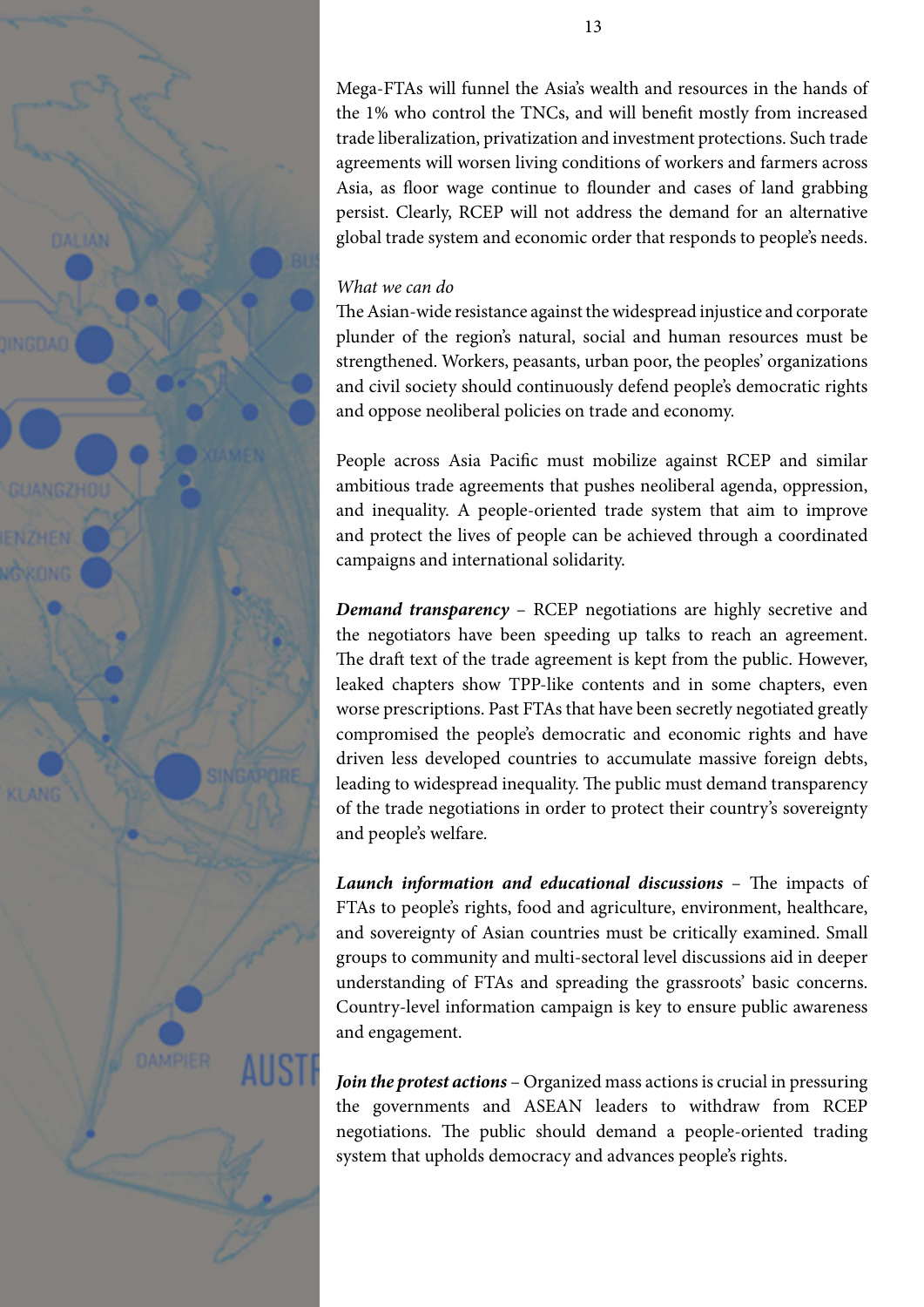Mega-FTAs will funnel the Asia's wealth and resources in the hands of the 1% who control the TNCs, and will benefit mostly from increased trade liberalization, privatization and investment protections. Such trade agreements will worsen living conditions of workers and farmers across Asia, as floor wage continue to flounder and cases of land grabbing persist. Clearly, RCEP will not address the demand for an alternative global trade system and economic order that responds to people's needs.

*What we can do*

The Asian-wide resistance against the widespread injustice and corporate plunder of the region's natural, social and human resources must be strengthened. Workers, peasants, urban poor, the peoples' organizations and civil society should continuously defend people's democratic rights and oppose neoliberal policies on trade and economy.

People across Asia Pacific must mobilize against RCEP and similar ambitious trade agreements that pushes neoliberal agenda, oppression, and inequality. A people-oriented trade system that aim to improve and protect the lives of people can be achieved through a coordinated campaigns and international solidarity.

***Demand transparency*** – RCEP negotiations are highly secretive and the negotiators have been speeding up talks to reach an agreement. The draft text of the trade agreement is kept from the public. However, leaked chapters show TPP-like contents and in some chapters, even worse prescriptions. Past FTAs that have been secretly negotiated greatly compromised the people's democratic and economic rights and have driven less developed countries to accumulate massive foreign debts, leading to widespread inequality. The public must demand transparency of the trade negotiations in order to protect their country's sovereignty and people's welfare.

***Launch information and educational discussions*** – The impacts of FTAs to people's rights, food and agriculture, environment, healthcare, and sovereignty of Asian countries must be critically examined. Small groups to community and multi-sectoral level discussions aid in deeper understanding of FTAs and spreading the grassroots' basic concerns. Country-level information campaign is key to ensure public awareness and engagement.

***Join the protest actions*** – Organized mass actions is crucial in pressuring the governments and ASEAN leaders to withdraw from RCEP negotiations. The public should demand a people-oriented trading system that upholds democracy and advances people's rights.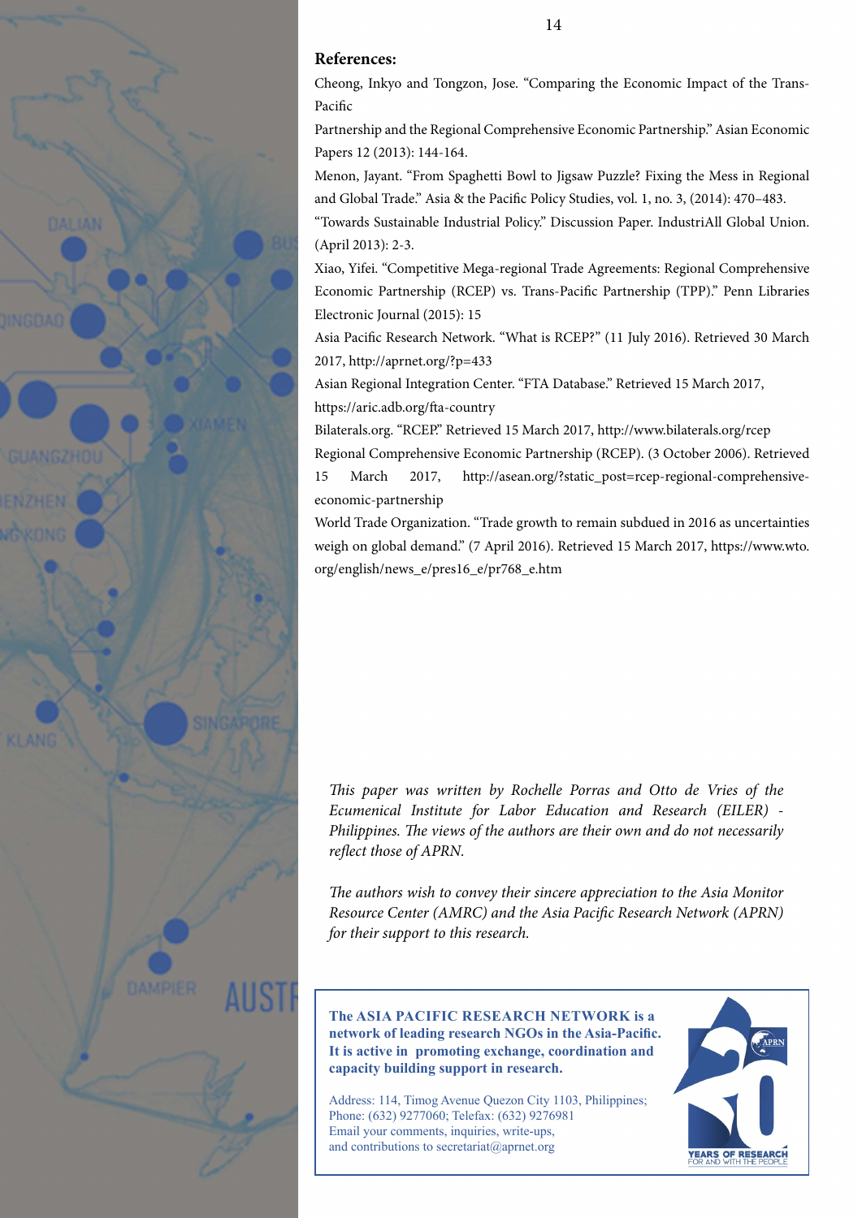**References:**

Cheong, Inkyo and Tongzon, Jose. "Comparing the Economic Impact of the Trans-Pacific

Partnership and the Regional Comprehensive Economic Partnership." Asian Economic Papers 12 (2013): 144-164.

Menon, Jayant. "From Spaghetti Bowl to Jigsaw Puzzle? Fixing the Mess in Regional and Global Trade." Asia & the Pacific Policy Studies, vol. 1, no. 3, (2014): 470–483.

"Towards Sustainable Industrial Policy." Discussion Paper. IndustriAll Global Union. (April 2013): 2-3.

Xiao, Yifei. "Competitive Mega-regional Trade Agreements: Regional Comprehensive Economic Partnership (RCEP) vs. Trans-Pacific Partnership (TPP)." Penn Libraries Electronic Journal (2015): 15

Asia Pacific Research Network. "What is RCEP?" (11 July 2016). Retrieved 30 March 2017, http://aprnet.org/?p=433

Asian Regional Integration Center. "FTA Database." Retrieved 15 March 2017, https://aric.adb.org/fta-country

Bilaterals.org. "RCEP." Retrieved 15 March 2017, http://www.bilaterals.org/rcep

Regional Comprehensive Economic Partnership (RCEP). (3 October 2006). Retrieved 15 March 2017, http://asean.org/?static_post=rcep-regional-comprehensive-economic-partnership

World Trade Organization. "Trade growth to remain subdued in 2016 as uncertainties weigh on global demand." (7 April 2016). Retrieved 15 March 2017, https://www.wto.org/english/news_e/pres16_e/pr768_e.htm

*This paper was written by Rochelle Porras and Otto de Vries of the Ecumenical Institute for Labor Education and Research (EILER) - Philippines. The views of the authors are their own and do not necessarily reflect those of APRN.*

*The authors wish to convey their sincere appreciation to the Asia Monitor Resource Center (AMRC) and the Asia Pacific Research Network (APRN) for their support to this research.*

**The ASIA PACIFIC RESEARCH NETWORK is a network of leading research NGOs in the Asia-Pacific. It is active in promoting exchange, coordination and capacity building support in research.**

Address: 114, Timog Avenue Quezon City 1103, Philippines;
Phone: (632) 9277060; Telefax: (632) 9276981
Email your comments, inquiries, write-ups, and contributions to secretariat@aprnet.org

APRN 20 YEARS OF RESEARCH FOR AND WITH THE PEOPLE